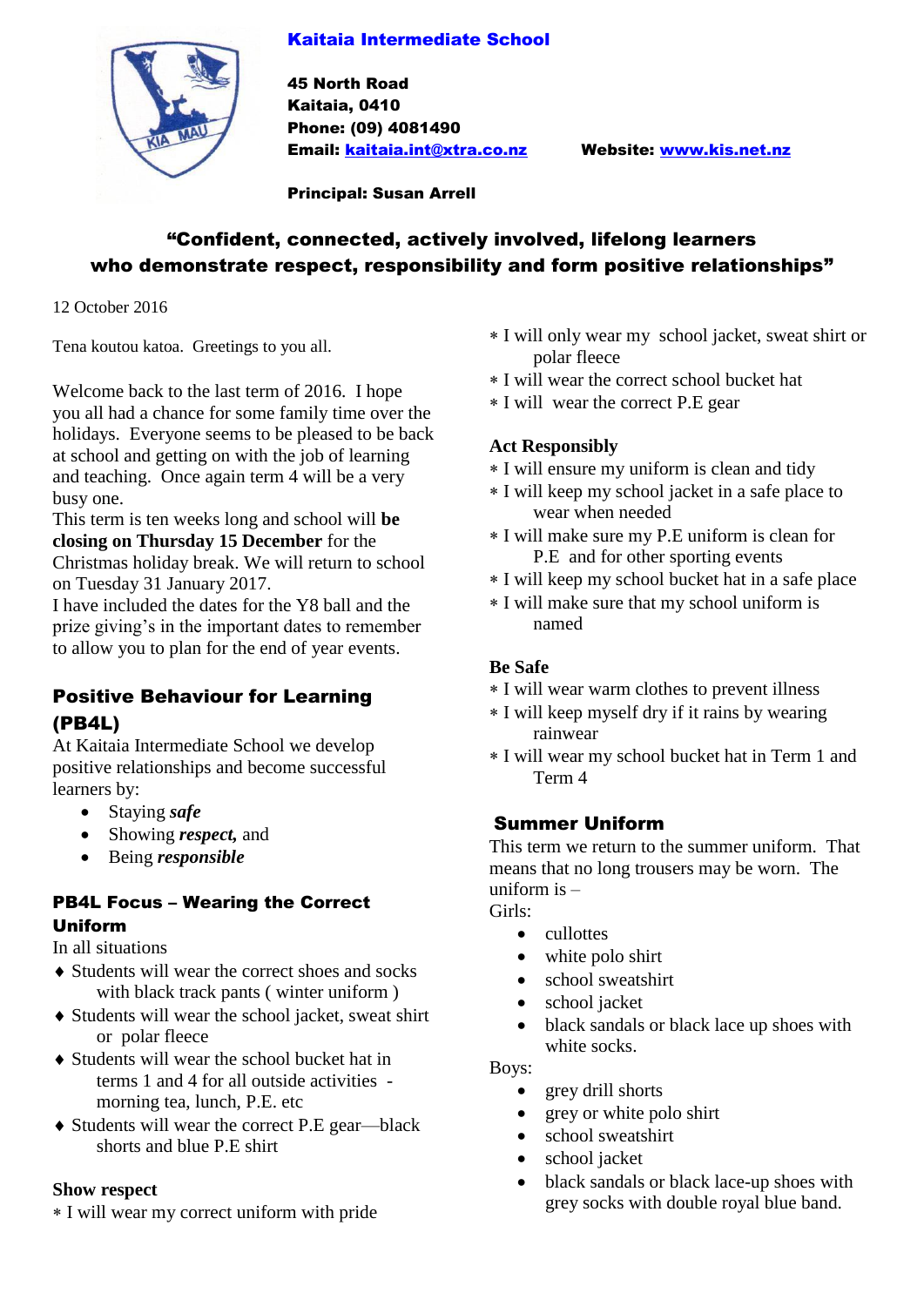# Kaitaia Intermediate School

**45 North Road**
**Kaitaia, 0410**
**Phone: (09) 4081490**
**Email: [kaitaia.int@xtra.co.nz](mailto:kaitaia.int@xtra.co.nz)** **Website: [www.kis.net.nz](http://www.kis.net.nz)**

**Principal: Susan Arrell**

**"Confident, connected, actively involved, lifelong learners who demonstrate respect, responsibility and form positive relationships"**

12 October 2016

Tena koutou katoa. Greetings to you all.

Welcome back to the last term of 2016. I hope you all had a chance for some family time over the holidays. Everyone seems to be pleased to be back at school and getting on with the job of learning and teaching. Once again term 4 will be a very busy one.
This term is ten weeks long and school will **be closing on Thursday 15 December** for the Christmas holiday break. We will return to school on Tuesday 31 January 2017.
I have included the dates for the Y8 ball and the prize giving's in the important dates to remember to allow you to plan for the end of year events.

## Positive Behaviour for Learning (PB4L)

At Kaitaia Intermediate School we develop positive relationships and become successful learners by:

- Staying ***safe***
- Showing ***respect,*** and
- Being ***responsible***

### PB4L Focus – Wearing the Correct Uniform

In all situations

- Students will wear the correct shoes and socks with black track pants ( winter uniform )
- Students will wear the school jacket, sweat shirt or polar fleece
- Students will wear the school bucket hat in terms 1 and 4 for all outside activities - morning tea, lunch, P.E. etc
- Students will wear the correct P.E gear—black shorts and blue P.E shirt

**Show respect**

- I will wear my correct uniform with pride
- I will only wear my school jacket, sweat shirt or polar fleece
- I will wear the correct school bucket hat
- I will wear the correct P.E gear

**Act Responsibly**

- I will ensure my uniform is clean and tidy
- I will keep my school jacket in a safe place to wear when needed
- I will make sure my P.E uniform is clean for P.E and for other sporting events
- I will keep my school bucket hat in a safe place
- I will make sure that my school uniform is named

**Be Safe**

- I will wear warm clothes to prevent illness
- I will keep myself dry if it rains by wearing rainwear
- I will wear my school bucket hat in Term 1 and Term 4

## Summer Uniform

This term we return to the summer uniform. That means that no long trousers may be worn. The uniform is –

Girls:

- cullottes
- white polo shirt
- school sweatshirt
- school jacket
- black sandals or black lace up shoes with white socks.

Boys:

- grey drill shorts
- grey or white polo shirt
- school sweatshirt
- school jacket
- black sandals or black lace-up shoes with grey socks with double royal blue band.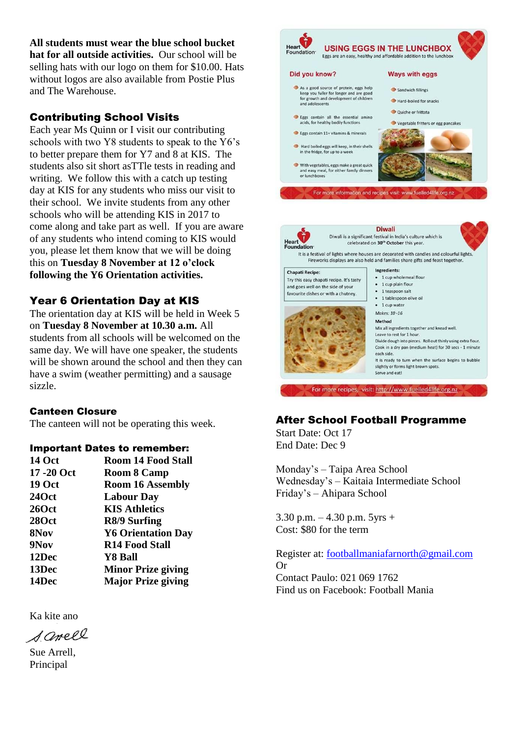**All students must wear the blue school bucket hat for all outside activities.** Our school will be selling hats with our logo on them for $10.00. Hats without logos are also available from Postie Plus and The Warehouse.

## Contributing School Visits

Each year Ms Quinn or I visit our contributing schools with two Y8 students to speak to the Y6's to better prepare them for Y7 and 8 at KIS. The students also sit short asTTle tests in reading and writing. We follow this with a catch up testing day at KIS for any students who miss our visit to their school. We invite students from any other schools who will be attending KIS in 2017 to come along and take part as well. If you are aware of any students who intend coming to KIS would you, please let them know that we will be doing this on **Tuesday 8 November at 12 o'clock following the Y6 Orientation activities.**

## Year 6 Orientation Day at KIS

The orientation day at KIS will be held in Week 5 on **Tuesday 8 November at 10.30 a.m.** All students from all schools will be welcomed on the same day. We will have one speaker, the students will be shown around the school and then they can have a swim (weather permitting) and a sausage sizzle.

### Canteen Closure

The canteen will not be operating this week.

### Important Dates to remember:

| | |
|---|---|
| **14 Oct** | **Room 14 Food Stall** |
| **17 -20 Oct** | **Room 8 Camp** |
| **19 Oct** | **Room 16 Assembly** |
| **24Oct** | **Labour Day** |
| **26Oct** | **KIS Athletics** |
| **28Oct** | **R8/9 Surfing** |
| **8Nov** | **Y6 Orientation Day** |
| **9Nov** | **R14 Food Stall** |
| **12Dec** | **Y8 Ball** |
| **13Dec** | **Minor Prize giving** |
| **14Dec** | **Major Prize giving** |

Ka kite ano

S Arell

Sue Arell,
Principal

Heart Foundation

## USING EGGS IN THE LUNCHBOX

Eggs are an easy, healthy and affordable addition to the lunchbox

**Did you know?**

- As a good source of protein, eggs help keep you fuller for longer and are good for growth and development of children and adolescents
- Eggs contain all the essential amino acids, for healthy bodily functions
- Eggs contain 11+ vitamins & minerals
- Hard boiled eggs will keep, in their shells in the fridge, for up to a week
- With vegetables, eggs make a great quick and easy meal, for either family dinners or lunchboxes

**Ways with eggs**

- Sandwich fillings
- Hard-boiled for snacks
- Quiche or frittata
- Vegetable fritters or egg pancakes

For more information and recipes visit: www.fuelled4life.org.nz

Heart Foundation

## Diwali

Diwali is a significant festival in India's culture which is celebrated on 30th October this year.

It is a festival of lights where houses are decorated with candles and colourful lights. Fireworks displays are also held and families share gifts and feast together.

**Chapati Recipe:**
Try this easy chapati recipe. It's tasty and goes well on the side of your favourite dishes or with a chutney.

**Ingredients:**

- 1 cup wholemeal flour
- 1 cup plain flour
- 1 teaspoon salt
- 1 tablespoon olive oil
- 1 cup water

*Makes: 10 -16*

**Method**
Mix all ingredients together and knead well.
Leave to rest for 1 hour.
Divide dough into pieces. Roll out thinly using extra flour.
Cook in a dry pan (medium heat) for 30 secs - 1 minute each side.
It is ready to turn when the surface begins to bubble slightly or forms light brown spots.
Serve and eat!

For more recipes, visit: http://www.fuelled4life.org.nz

## After School Football Programme

Start Date: Oct 17
End Date: Dec 9

Monday's – Taipa Area School
Wednesday's – Kaitaia Intermediate School
Friday's – Ahipara School

3.30 p.m. – 4.30 p.m. 5yrs +
Cost: $80 for the term

Register at: footballmaniafarnorth@gmail.com
Or
Contact Paulo: 021 069 1762
Find us on Facebook: Football Mania